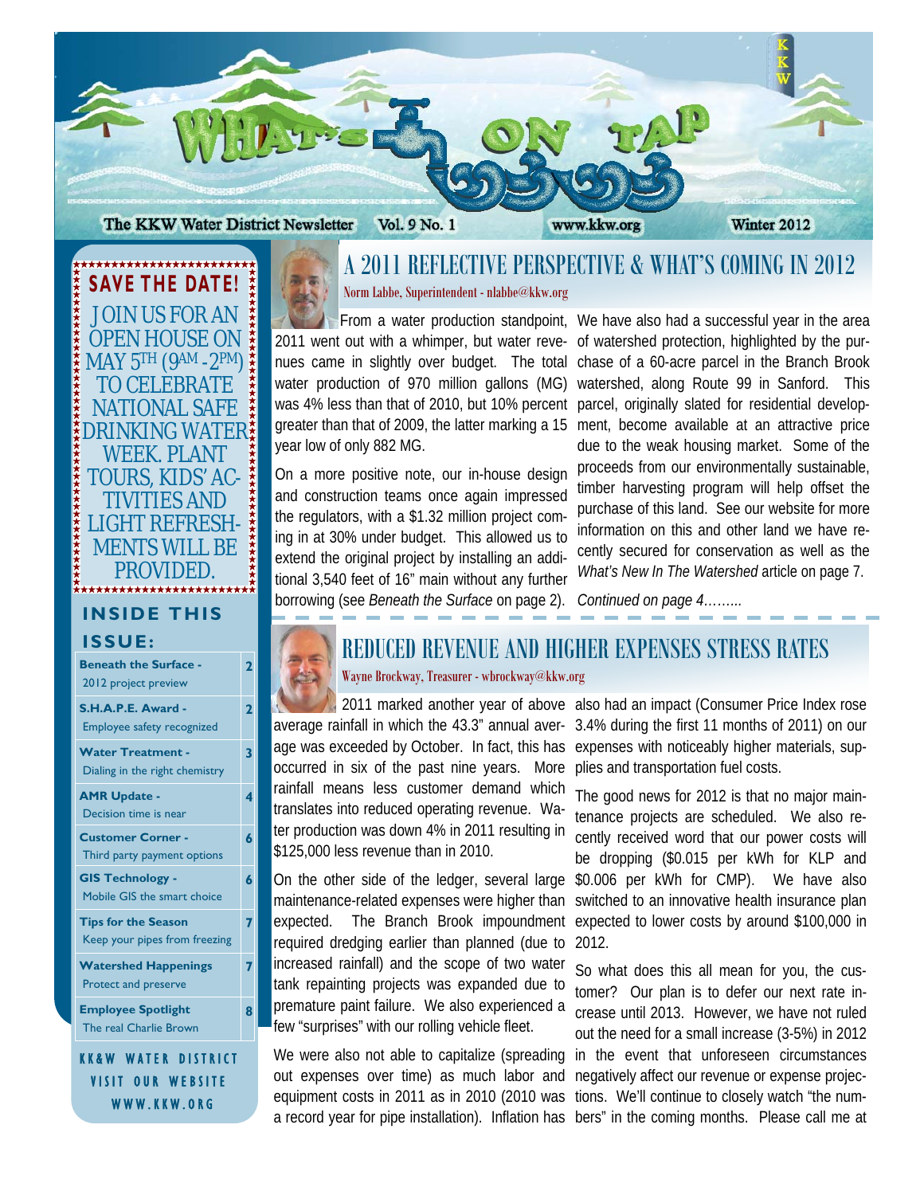# What's On Tap

The KKW Water District Newsletter | Vol. 9 No. 1 | www.kkw.org | Winter 2012

**SAVE THE DATE!**

JOIN US FOR AN OPEN HOUSE ON MAY 5TH (9AM - 2PM) TO CELEBRATE NATIONAL SAFE DRINKING WATER WEEK. PLANT TOURS, KIDS' ACTIVITIES AND LIGHT REFRESHMENTS WILL BE PROVIDED.

**INSIDE THIS ISSUE:**

| Article | Page |
| --- | --- |
| **Beneath the Surface** - 2012 project preview | 2 |
| **S.H.A.P.E. Award** - Employee safety recognized | 2 |
| **Water Treatment** - Dialing in the right chemistry | 3 |
| **AMR Update** - Decision time is near | 4 |
| **Customer Corner** - Third party payment options | 6 |
| **GIS Technology** - Mobile GIS the smart choice | 6 |
| **Tips for the Season** - Keep your pipes from freezing | 7 |
| **Watershed Happenings** - Protect and preserve | 7 |
| **Employee Spotlight** - The real Charlie Brown | 8 |

KK&W WATER DISTRICT
VISIT OUR WEBSITE
WWW.KKW.ORG

## A 2011 REFLECTIVE PERSPECTIVE & WHAT'S COMING IN 2012

Norm Labbe, Superintendent - nlabbe@kkw.org

From a water production standpoint, 2011 went out with a whimper, but water revenues came in slightly over budget. The total water production of 970 million gallons (MG) was 4% less than that of 2010, but 10% percent greater than that of 2009, the latter marking a 15 year low of only 882 MG.

On a more positive note, our in-house design and construction teams once again impressed the regulators, with a $1.32 million project coming in at 30% under budget. This allowed us to extend the original project by installing an additional 3,540 feet of 16" main without any further borrowing (see *Beneath the Surface* on page 2).

We have also had a successful year in the area of watershed protection, highlighted by the purchase of a 60-acre parcel in the Branch Brook watershed, along Route 99 in Sanford. This parcel, originally slated for residential development, become available at an attractive price due to the weak housing market. Some of the proceeds from our environmentally sustainable, timber harvesting program will help offset the purchase of this land. See our website for more information on this and other land we have recently secured for conservation as well as the *What's New In The Watershed* article on page 7.

*Continued on page 4……..*

## REDUCED REVENUE AND HIGHER EXPENSES STRESS RATES

Wayne Brockway, Treasurer - wbrockway@kkw.org

2011 marked another year of above average rainfall in which the 43.3" annual average was exceeded by October. In fact, this has occurred in six of the past nine years. More rainfall means less customer demand which translates into reduced operating revenue. Water production was down 4% in 2011 resulting in $125,000 less revenue than in 2010.

On the other side of the ledger, several large maintenance-related expenses were higher than expected. The Branch Brook impoundment required dredging earlier than planned (due to increased rainfall) and the scope of two water tank repainting projects was expanded due to premature paint failure. We also experienced a few "surprises" with our rolling vehicle fleet.

We were also not able to capitalize (spreading out expenses over time) as much labor and equipment costs in 2011 as in 2010 (2010 was a record year for pipe installation). Inflation has also had an impact (Consumer Price Index rose 3.4% during the first 11 months of 2011) on our expenses with noticeably higher materials, supplies and transportation fuel costs.

The good news for 2012 is that no major maintenance projects are scheduled. We also recently received word that our power costs will be dropping ($0.015 per kWh for KLP and $0.006 per kWh for CMP). We have also switched to an innovative health insurance plan expected to lower costs by around $100,000 in 2012.

So what does this all mean for you, the customer? Our plan is to defer our next rate increase until 2013. However, we have not ruled out the need for a small increase (3-5%) in 2012 in the event that unforeseen circumstances negatively affect our revenue or expense projections. We'll continue to closely watch "the numbers" in the coming months. Please call me at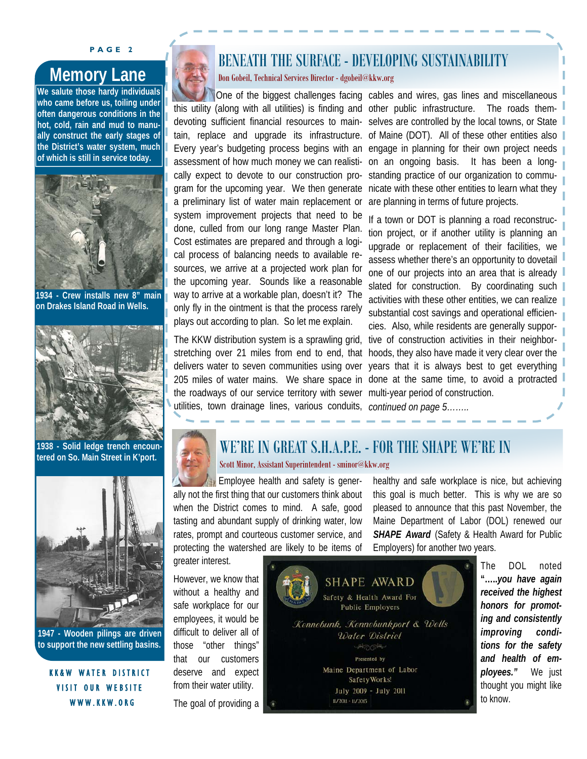## Memory Lane

**We salute those hardy individuals who came before us, toiling under often dangerous conditions in the hot, cold, rain and mud to manually construct the early stages of the District's water system, much of which is still in service today.**

**1934 - Crew installs new 8" main on Drakes Island Road in Wells.**

**1938 - Solid ledge trench encountered on So. Main Street in K'port.**

**1947 - Wooden pilings are driven to support the new settling basins.**

**KK&W WATER DISTRICT**
**VISIT OUR WEBSITE**
**WWW.KKW.ORG**

## BENEATH THE SURFACE - DEVELOPING SUSTAINABILITY

Don Gobeil, Technical Services Director - dgobeil@kkw.org

One of the biggest challenges facing this utility (along with all utilities) is finding and devoting sufficient financial resources to maintain, replace and upgrade its infrastructure. Every year's budgeting process begins with an assessment of how much money we can realistically expect to devote to our construction program for the upcoming year. We then generate a preliminary list of water main replacement or system improvement projects that need to be done, culled from our long range Master Plan. Cost estimates are prepared and through a logical process of balancing needs to available resources, we arrive at a projected work plan for the upcoming year. Sounds like a reasonable way to arrive at a workable plan, doesn't it? The only fly in the ointment is that the process rarely plays out according to plan. So let me explain.

The KKW distribution system is a sprawling grid, stretching over 21 miles from end to end, that delivers water to seven communities using over 205 miles of water mains. We share space in the roadways of our service territory with sewer utilities, town drainage lines, various conduits, cables and wires, gas lines and miscellaneous other public infrastructure. The roads themselves are controlled by the local towns, or State of Maine (DOT). All of these other entities also engage in planning for their own project needs on an ongoing basis. It has been a long-standing practice of our organization to communicate with these other entities to learn what they are planning in terms of future projects.

If a town or DOT is planning a road reconstruction project, or if another utility is planning an upgrade or replacement of their facilities, we assess whether there's an opportunity to dovetail one of our projects into an area that is already slated for construction. By coordinating such activities with these other entities, we can realize substantial cost savings and operational efficiencies. Also, while residents are generally supportive of construction activities in their neighborhoods, they also have made it very clear over the years that it is always best to get everything done at the same time, to avoid a protracted multi-year period of construction.

*continued on page 5……..*

## WE'RE IN GREAT S.H.A.P.E. - FOR THE SHAPE WE'RE IN

Scott Minor, Assistant Superintendent - sminor@kkw.org

Employee health and safety is generally not the first thing that our customers think about when the District comes to mind. A safe, good tasting and abundant supply of drinking water, low rates, prompt and courteous customer service, and protecting the watershed are likely to be items of greater interest.

However, we know that without a healthy and safe workplace for our employees, it would be difficult to deliver all of those "other things" that our customers deserve and expect from their water utility.

The goal of providing a healthy and safe workplace is nice, but achieving this goal is much better. This is why we are so pleased to announce that this past November, the Maine Department of Labor (DOL) renewed our ***SHAPE Award*** (Safety & Health Award for Public Employers) for another two years.

SHAPE AWARD
Safety & Health Award For Public Employers
Kennebunk, Kennebunkport & Wells Water District
Presented by
Maine Department of Labor SafetyWorks!
July 2009 - July 2011
11/2011 - 11/2013

The DOL noted ***"…..you have again received the highest honors for promoting and consistently improving conditions for the safety and health of employees."*** We just thought you might like to know.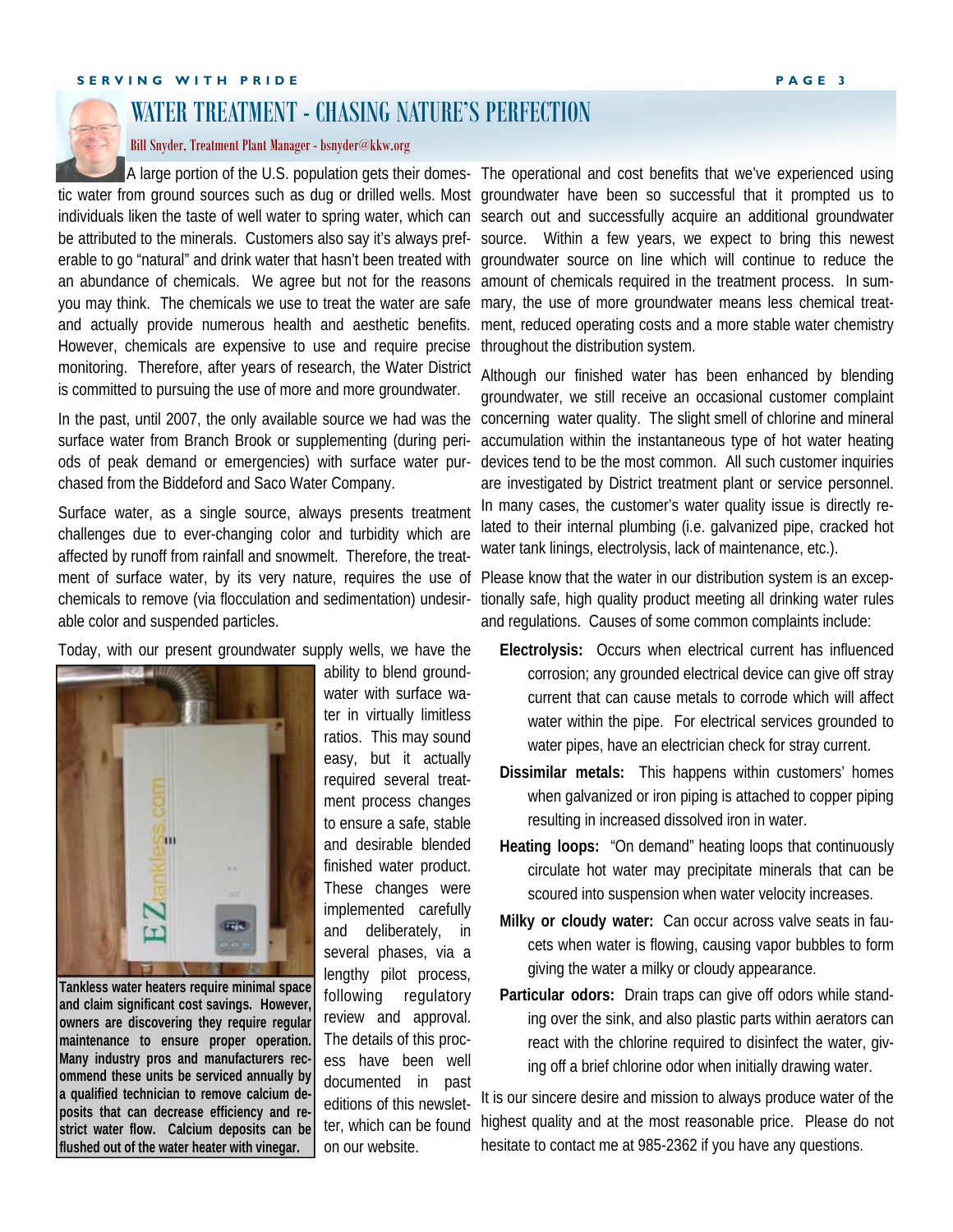# WATER TREATMENT - CHASING NATURE'S PERFECTION

Bill Snyder, Treatment Plant Manager - bsnyder@kkw.org

A large portion of the U.S. population gets their domestic water from ground sources such as dug or drilled wells. Most individuals liken the taste of well water to spring water, which can be attributed to the minerals. Customers also say it's always preferable to go "natural" and drink water that hasn't been treated with an abundance of chemicals. We agree but not for the reasons you may think. The chemicals we use to treat the water are safe and actually provide numerous health and aesthetic benefits. However, chemicals are expensive to use and require precise monitoring. Therefore, after years of research, the Water District is committed to pursuing the use of more and more groundwater.

In the past, until 2007, the only available source we had was the surface water from Branch Brook or supplementing (during periods of peak demand or emergencies) with surface water purchased from the Biddeford and Saco Water Company.

Surface water, as a single source, always presents treatment challenges due to ever-changing color and turbidity which are affected by runoff from rainfall and snowmelt. Therefore, the treatment of surface water, by its very nature, requires the use of chemicals to remove (via flocculation and sedimentation) undesirable color and suspended particles.

Today, with our present groundwater supply wells, we have the ability to blend groundwater with surface water in virtually limitless ratios. This may sound easy, but it actually required several treatment process changes to ensure a safe, stable and desirable blended finished water product. These changes were implemented carefully and deliberately, in several phases, via a lengthy pilot process, following regulatory review and approval. The details of this process have been well documented in past editions of this newsletter, which can be found on our website.

**Tankless water heaters require minimal space and claim significant cost savings. However, owners are discovering they require regular maintenance to ensure proper operation. Many industry pros and manufacturers recommend these units be serviced annually by a qualified technician to remove calcium deposits that can decrease efficiency and restrict water flow. Calcium deposits can be flushed out of the water heater with vinegar.**

The operational and cost benefits that we've experienced using groundwater have been so successful that it prompted us to search out and successfully acquire an additional groundwater source. Within a few years, we expect to bring this newest groundwater source on line which will continue to reduce the amount of chemicals required in the treatment process. In summary, the use of more groundwater means less chemical treatment, reduced operating costs and a more stable water chemistry throughout the distribution system.

Although our finished water has been enhanced by blending groundwater, we still receive an occasional customer complaint concerning water quality. The slight smell of chlorine and mineral accumulation within the instantaneous type of hot water heating devices tend to be the most common. All such customer inquiries are investigated by District treatment plant or service personnel. In many cases, the customer's water quality issue is directly related to their internal plumbing (i.e. galvanized pipe, cracked hot water tank linings, electrolysis, lack of maintenance, etc.).

Please know that the water in our distribution system is an exceptionally safe, high quality product meeting all drinking water rules and regulations. Causes of some common complaints include:

- **Electrolysis:** Occurs when electrical current has influenced corrosion; any grounded electrical device can give off stray current that can cause metals to corrode which will affect water within the pipe. For electrical services grounded to water pipes, have an electrician check for stray current.
- **Dissimilar metals:** This happens within customers' homes when galvanized or iron piping is attached to copper piping resulting in increased dissolved iron in water.
- **Heating loops:** "On demand" heating loops that continuously circulate hot water may precipitate minerals that can be scoured into suspension when water velocity increases.
- **Milky or cloudy water:** Can occur across valve seats in faucets when water is flowing, causing vapor bubbles to form giving the water a milky or cloudy appearance.
- **Particular odors:** Drain traps can give off odors while standing over the sink, and also plastic parts within aerators can react with the chlorine required to disinfect the water, giving off a brief chlorine odor when initially drawing water.

It is our sincere desire and mission to always produce water of the highest quality and at the most reasonable price. Please do not hesitate to contact me at 985-2362 if you have any questions.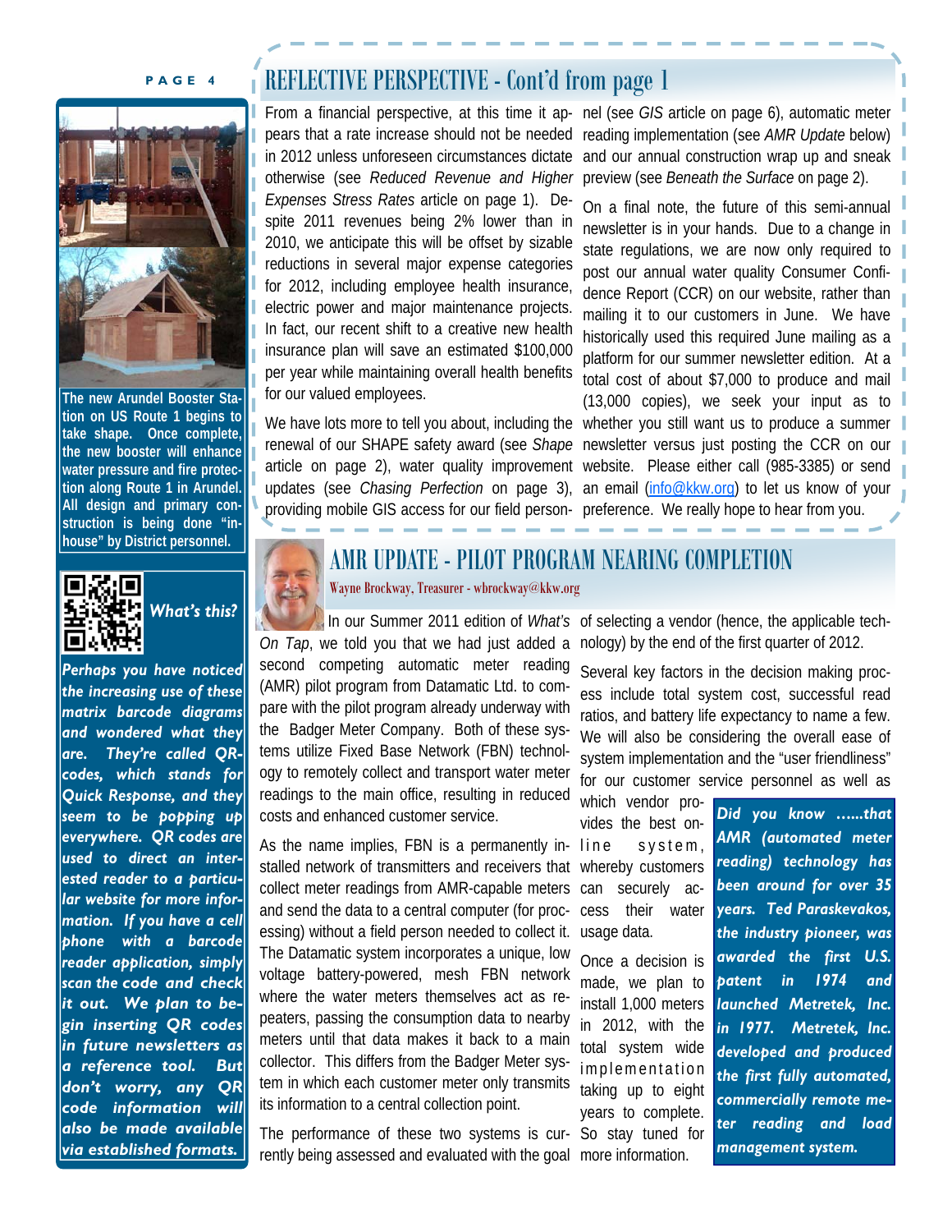## REFLECTIVE PERSPECTIVE - Cont'd from page 1

From a financial perspective, at this time it appears that a rate increase should not be needed in 2012 unless unforeseen circumstances dictate otherwise (see *Reduced Revenue and Higher Expenses Stress Rates* article on page 1). Despite 2011 revenues being 2% lower than in 2010, we anticipate this will be offset by sizable reductions in several major expense categories for 2012, including employee health insurance, electric power and major maintenance projects. In fact, our recent shift to a creative new health insurance plan will save an estimated $100,000 per year while maintaining overall health benefits for our valued employees.

We have lots more to tell you about, including the renewal of our SHAPE safety award (see *Shape* article on page 2), water quality improvement updates (see *Chasing Perfection* on page 3), providing mobile GIS access for our field personnel (see *GIS* article on page 6), automatic meter reading implementation (see *AMR Update* below) and our annual construction wrap up and sneak preview (see *Beneath the Surface* on page 2).

On a final note, the future of this semi-annual newsletter is in your hands. Due to a change in state regulations, we are now only required to post our annual water quality Consumer Confidence Report (CCR) on our website, rather than mailing it to our customers in June. We have historically used this required June mailing as a platform for our summer newsletter edition. At a total cost of about $7,000 to produce and mail (13,000 copies), we seek your input as to whether you still want us to produce a summer newsletter versus just posting the CCR on our website. Please either call (985-3385) or send an email (info@kkw.org) to let us know of your preference. We really hope to hear from you.

The new Arundel Booster Station on US Route 1 begins to take shape. Once complete, the new booster will enhance water pressure and fire protection along Route 1 in Arundel. All design and primary construction is being done "in-house" by District personnel.

***What's this?***

***Perhaps you have noticed the increasing use of these matrix barcode diagrams and wondered what they are. They're called QR-codes, which stands for Quick Response, and they seem to be popping up everywhere. QR codes are used to direct an interested reader to a particular website for more information. If you have a cell phone with a barcode reader application, simply scan the code and check it out. We plan to begin inserting QR codes in future newsletters as a reference tool. But don't worry, any QR code information will also be made available via established formats.***

## AMR UPDATE - PILOT PROGRAM NEARING COMPLETION

Wayne Brockway, Treasurer - wbrockway@kkw.org

In our Summer 2011 edition of *What's On Tap*, we told you that we had just added a second competing automatic meter reading (AMR) pilot program from Datamatic Ltd. to compare with the pilot program already underway with the Badger Meter Company. Both of these systems utilize Fixed Base Network (FBN) technology to remotely collect and transport water meter readings to the main office, resulting in reduced costs and enhanced customer service.

As the name implies, FBN is a permanently installed network of transmitters and receivers that collect meter readings from AMR-capable meters and send the data to a central computer (for processing) without a field person needed to collect it. The Datamatic system incorporates a unique, low voltage battery-powered, mesh FBN network where the water meters themselves act as repeaters, passing the consumption data to nearby meters until that data makes it back to a main collector. This differs from the Badger Meter system in which each customer meter only transmits its information to a central collection point.

The performance of these two systems is currently being assessed and evaluated with the goal of selecting a vendor (hence, the applicable technology) by the end of the first quarter of 2012.

Several key factors in the decision making process include total system cost, successful read ratios, and battery life expectancy to name a few. We will also be considering the overall ease of system implementation and the "user friendliness" for our customer service personnel as well as which vendor provides the best on-line system, whereby customers can securely access their water usage data.

Once a decision is made, we plan to install 1,000 meters in 2012, with the total system wide implementation taking up to eight years to complete. So stay tuned for more information.

***Did you know ……that AMR (automated meter reading) technology has been around for over 35 years. Ted Paraskevakos, the industry pioneer, was awarded the first U.S. patent in 1974 and launched Metretek, Inc. in 1977. Metretek, Inc. developed and produced the first fully automated, commercially remote meter reading and load management system.***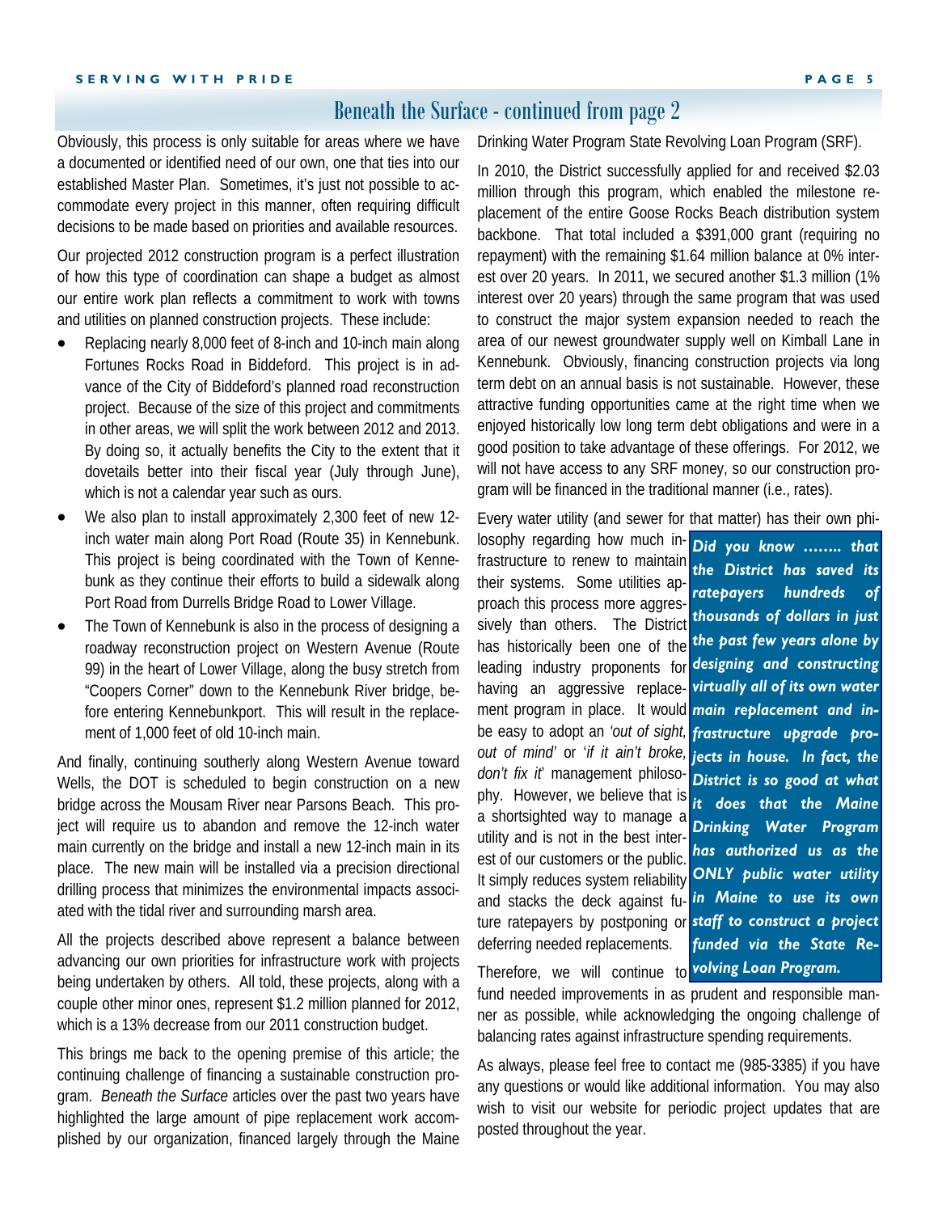## Beneath the Surface - continued from page 2

Obviously, this process is only suitable for areas where we have a documented or identified need of our own, one that ties into our established Master Plan. Sometimes, it's just not possible to accommodate every project in this manner, often requiring difficult decisions to be made based on priorities and available resources.

Our projected 2012 construction program is a perfect illustration of how this type of coordination can shape a budget as almost our entire work plan reflects a commitment to work with towns and utilities on planned construction projects. These include:

- Replacing nearly 8,000 feet of 8-inch and 10-inch main along Fortunes Rocks Road in Biddeford. This project is in advance of the City of Biddeford's planned road reconstruction project. Because of the size of this project and commitments in other areas, we will split the work between 2012 and 2013. By doing so, it actually benefits the City to the extent that it dovetails better into their fiscal year (July through June), which is not a calendar year such as ours.
- We also plan to install approximately 2,300 feet of new 12-inch water main along Port Road (Route 35) in Kennebunk. This project is being coordinated with the Town of Kennebunk as they continue their efforts to build a sidewalk along Port Road from Durrells Bridge Road to Lower Village.
- The Town of Kennebunk is also in the process of designing a roadway reconstruction project on Western Avenue (Route 99) in the heart of Lower Village, along the busy stretch from "Coopers Corner" down to the Kennebunk River bridge, before entering Kennebunkport. This will result in the replacement of 1,000 feet of old 10-inch main.

And finally, continuing southerly along Western Avenue toward Wells, the DOT is scheduled to begin construction on a new bridge across the Mousam River near Parsons Beach. This project will require us to abandon and remove the 12-inch water main currently on the bridge and install a new 12-inch main in its place. The new main will be installed via a precision directional drilling process that minimizes the environmental impacts associated with the tidal river and surrounding marsh area.

All the projects described above represent a balance between advancing our own priorities for infrastructure work with projects being undertaken by others. All told, these projects, along with a couple other minor ones, represent $1.2 million planned for 2012, which is a 13% decrease from our 2011 construction budget.

This brings me back to the opening premise of this article; the continuing challenge of financing a sustainable construction program. *Beneath the Surface* articles over the past two years have highlighted the large amount of pipe replacement work accomplished by our organization, financed largely through the Maine Drinking Water Program State Revolving Loan Program (SRF).

In 2010, the District successfully applied for and received $2.03 million through this program, which enabled the milestone replacement of the entire Goose Rocks Beach distribution system backbone. That total included a $391,000 grant (requiring no repayment) with the remaining $1.64 million balance at 0% interest over 20 years. In 2011, we secured another $1.3 million (1% interest over 20 years) through the same program that was used to construct the major system expansion needed to reach the area of our newest groundwater supply well on Kimball Lane in Kennebunk. Obviously, financing construction projects via long term debt on an annual basis is not sustainable. However, these attractive funding opportunities came at the right time when we enjoyed historically low long term debt obligations and were in a good position to take advantage of these offerings. For 2012, we will not have access to any SRF money, so our construction program will be financed in the traditional manner (i.e., rates).

Every water utility (and sewer for that matter) has their own philosophy regarding how much infrastructure to renew to maintain their systems. Some utilities approach this process more aggressively than others. The District has historically been one of the leading industry proponents for having an aggressive replacement program in place. It would be easy to adopt an *'out of sight, out of mind'* or '*if it ain't broke, don't fix it*' management philosophy. However, we believe that is a shortsighted way to manage a utility and is not in the best interest of our customers or the public. It simply reduces system reliability and stacks the deck against future ratepayers by postponing or deferring needed replacements.

Therefore, we will continue to fund needed improvements in as prudent and responsible manner as possible, while acknowledging the ongoing challenge of balancing rates against infrastructure spending requirements.

As always, please feel free to contact me (985-3385) if you have any questions or would like additional information. You may also wish to visit our website for periodic project updates that are posted throughout the year.

***Did you know …….. that the District has saved its ratepayers hundreds of thousands of dollars in just the past few years alone by designing and constructing virtually all of its own water main replacement and infrastructure upgrade projects in house. In fact, the District is so good at what it does that the Maine Drinking Water Program has authorized us as the ONLY public water utility in Maine to use its own staff to construct a project funded via the State Revolving Loan Program.***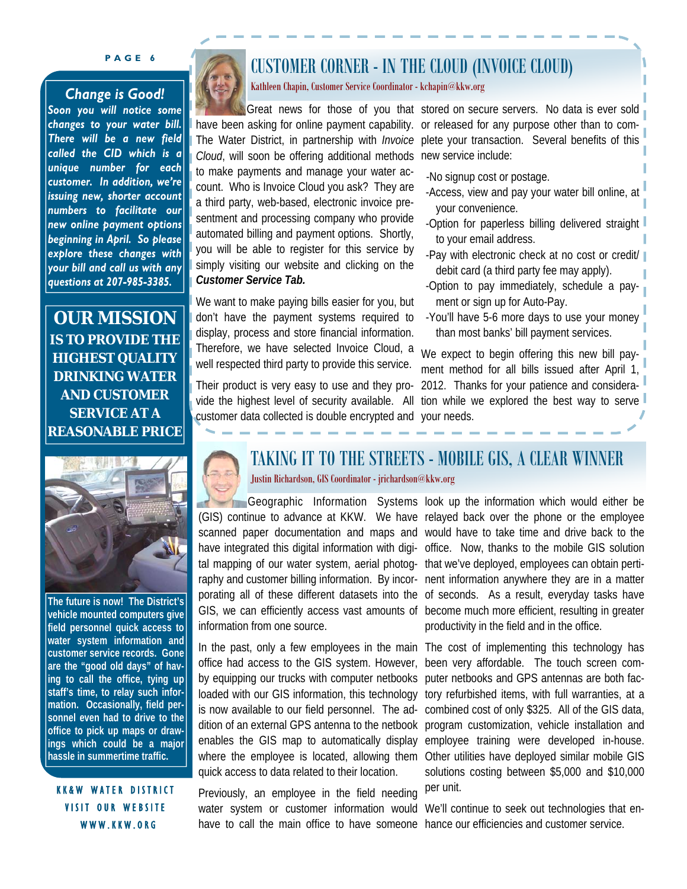## Change is Good!

***Soon you will notice some changes to your water bill. There will be a new field called the CID which is a unique number for each customer. In addition, we're issuing new, shorter account numbers to facilitate our new online payment options beginning in April. So please explore these changes with your bill and call us with any questions at 207-985-3385.***

**OUR MISSION IS TO PROVIDE THE HIGHEST QUALITY DRINKING WATER AND CUSTOMER SERVICE AT A REASONABLE PRICE**

**The future is now! The District's vehicle mounted computers give field personnel quick access to water system information and customer service records. Gone are the "good old days" of having to call the office, tying up staff's time, to relay such information. Occasionally, field personnel even had to drive to the office to pick up maps or drawings which could be a major hassle in summertime traffic.**

**KK&W WATER DISTRICT**
**VISIT OUR WEBSITE**
**WWW.KKW.ORG**

# CUSTOMER CORNER - IN THE CLOUD (INVOICE CLOUD)

Kathleen Chapin, Customer Service Coordinator - kchapin@kkw.org

Great news for those of you that have been asking for online payment capability. The Water District, in partnership with *Invoice Cloud*, will soon be offering additional methods to make payments and manage your water account. Who is Invoice Cloud you ask? They are a third party, web-based, electronic invoice presentment and processing company who provide automated billing and payment options. Shortly, you will be able to register for this service by simply visiting our website and clicking on the ***Customer Service Tab.***

We want to make paying bills easier for you, but don't have the payment systems required to display, process and store financial information. Therefore, we have selected Invoice Cloud, a well respected third party to provide this service.

Their product is very easy to use and they provide the highest level of security available. All customer data collected is double encrypted and stored on secure servers. No data is ever sold or released for any purpose other than to complete your transaction. Several benefits of this new service include:

- No signup cost or postage.
- Access, view and pay your water bill online, at your convenience.
- Option for paperless billing delivered straight to your email address.
- Pay with electronic check at no cost or credit/ debit card (a third party fee may apply).
- Option to pay immediately, schedule a payment or sign up for Auto-Pay.
- You'll have 5-6 more days to use your money than most banks' bill payment services.

We expect to begin offering this new bill payment method for all bills issued after April 1, 2012. Thanks for your patience and consideration while we explored the best way to serve your needs.

# TAKING IT TO THE STREETS - MOBILE GIS, A CLEAR WINNER

Justin Richardson, GIS Coordinator - jrichardson@kkw.org

Geographic Information Systems (GIS) continue to advance at KKW. We have scanned paper documentation and maps and have integrated this digital information with digital mapping of our water system, aerial photography and customer billing information. By incorporating all of these different datasets into the GIS, we can efficiently access vast amounts of information from one source.

In the past, only a few employees in the main office had access to the GIS system. However, by equipping our trucks with computer netbooks loaded with our GIS information, this technology is now available to our field personnel. The addition of an external GPS antenna to the netbook enables the GIS map to automatically display where the employee is located, allowing them quick access to data related to their location.

Previously, an employee in the field needing water system or customer information would have to call the main office to have someone look up the information which would either be relayed back over the phone or the employee would have to take time and drive back to the office. Now, thanks to the mobile GIS solution that we've deployed, employees can obtain pertinent information anywhere they are in a matter of seconds. As a result, everyday tasks have become much more efficient, resulting in greater productivity in the field and in the office.

The cost of implementing this technology has been very affordable. The touch screen computer netbooks and GPS antennas are both factory refurbished items, with full warranties, at a combined cost of only $325. All of the GIS data, program customization, vehicle installation and employee training were developed in-house. Other utilities have deployed similar mobile GIS solutions costing between $5,000 and $10,000 per unit.

We'll continue to seek out technologies that enhance our efficiencies and customer service.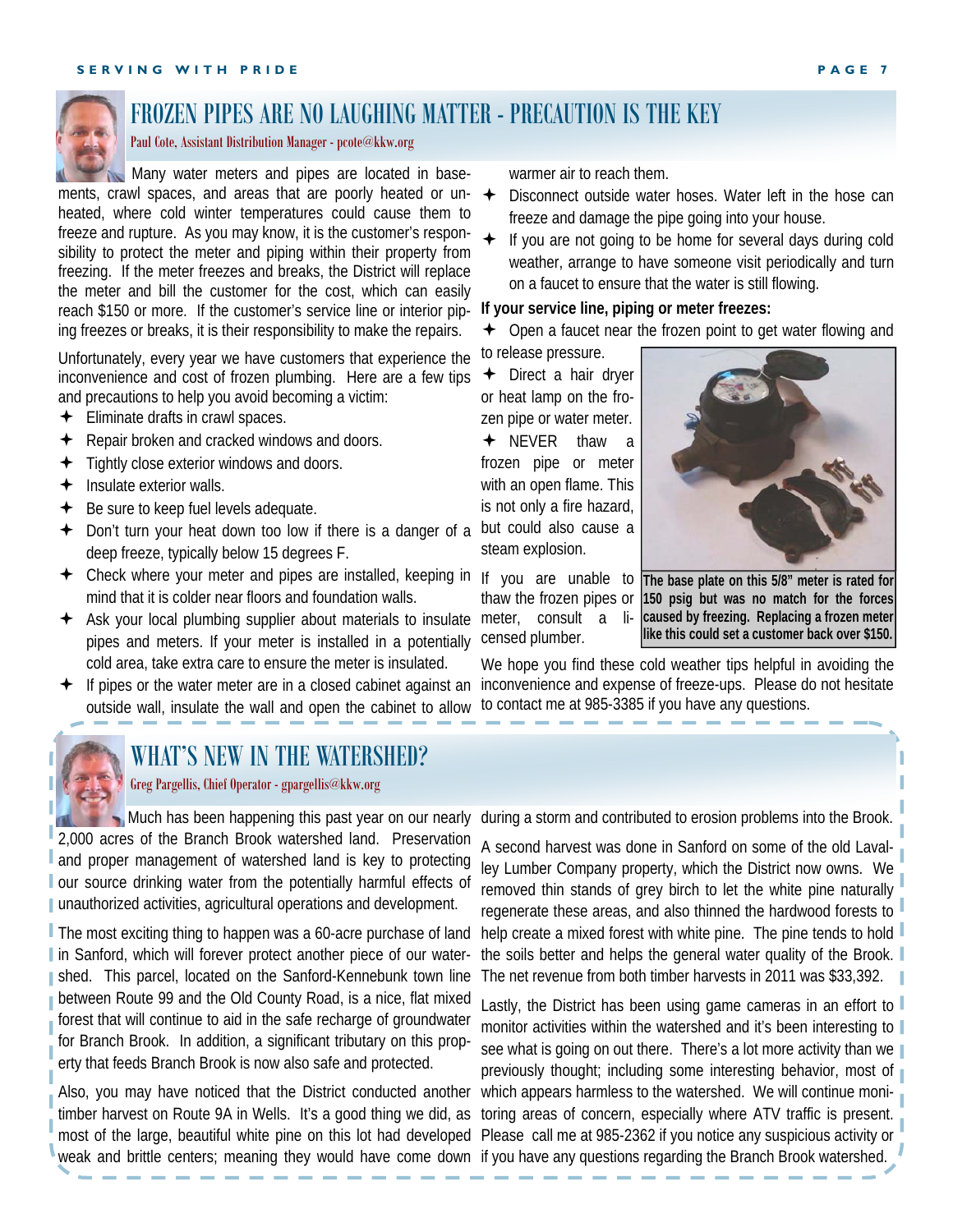# FROZEN PIPES ARE NO LAUGHING MATTER - PRECAUTION IS THE KEY

Paul Cote, Assistant Distribution Manager - pcote@kkw.org

Many water meters and pipes are located in basements, crawl spaces, and areas that are poorly heated or unheated, where cold winter temperatures could cause them to freeze and rupture. As you may know, it is the customer's responsibility to protect the meter and piping within their property from freezing. If the meter freezes and breaks, the District will replace the meter and bill the customer for the cost, which can easily reach $150 or more. If the customer's service line or interior piping freezes or breaks, it is their responsibility to make the repairs.

Unfortunately, every year we have customers that experience the inconvenience and cost of frozen plumbing. Here are a few tips and precautions to help you avoid becoming a victim:

- Eliminate drafts in crawl spaces.
- Repair broken and cracked windows and doors.
- Tightly close exterior windows and doors.
- Insulate exterior walls.
- Be sure to keep fuel levels adequate.
- Don't turn your heat down too low if there is a danger of a deep freeze, typically below 15 degrees F.
- Check where your meter and pipes are installed, keeping in mind that it is colder near floors and foundation walls.
- Ask your local plumbing supplier about materials to insulate pipes and meters. If your meter is installed in a potentially cold area, take extra care to ensure the meter is insulated.
- If pipes or the water meter are in a closed cabinet against an outside wall, insulate the wall and open the cabinet to allow warmer air to reach them.
- Disconnect outside water hoses. Water left in the hose can freeze and damage the pipe going into your house.
- If you are not going to be home for several days during cold weather, arrange to have someone visit periodically and turn on a faucet to ensure that the water is still flowing.

**If your service line, piping or meter freezes:**

- Open a faucet near the frozen point to get water flowing and to release pressure.
- Direct a hair dryer or heat lamp on the frozen pipe or water meter.
- NEVER thaw a frozen pipe or meter with an open flame. This is not only a fire hazard, but could also cause a steam explosion.

If you are unable to thaw the frozen pipes or meter, consult a licensed plumber.

**The base plate on this 5/8" meter is rated for 150 psig but was no match for the forces caused by freezing. Replacing a frozen meter like this could set a customer back over $150.**

We hope you find these cold weather tips helpful in avoiding the inconvenience and expense of freeze-ups. Please do not hesitate to contact me at 985-3385 if you have any questions.

# WHAT'S NEW IN THE WATERSHED?

Greg Pargellis, Chief Operator - gpargellis@kkw.org

Much has been happening this past year on our nearly 2,000 acres of the Branch Brook watershed land. Preservation and proper management of watershed land is key to protecting our source drinking water from the potentially harmful effects of unauthorized activities, agricultural operations and development.

The most exciting thing to happen was a 60-acre purchase of land in Sanford, which will forever protect another piece of our watershed. This parcel, located on the Sanford-Kennebunk town line between Route 99 and the Old County Road, is a nice, flat mixed forest that will continue to aid in the safe recharge of groundwater for Branch Brook. In addition, a significant tributary on this property that feeds Branch Brook is now also safe and protected.

Also, you may have noticed that the District conducted another timber harvest on Route 9A in Wells. It's a good thing we did, as most of the large, beautiful white pine on this lot had developed weak and brittle centers; meaning they would have come down during a storm and contributed to erosion problems into the Brook.

A second harvest was done in Sanford on some of the old Lavalley Lumber Company property, which the District now owns. We removed thin stands of grey birch to let the white pine naturally regenerate these areas, and also thinned the hardwood forests to help create a mixed forest with white pine. The pine tends to hold the soils better and helps the general water quality of the Brook. The net revenue from both timber harvests in 2011 was $33,392.

Lastly, the District has been using game cameras in an effort to monitor activities within the watershed and it's been interesting to see what is going on out there. There's a lot more activity than we previously thought; including some interesting behavior, most of which appears harmless to the watershed. We will continue monitoring areas of concern, especially where ATV traffic is present. Please call me at 985-2362 if you notice any suspicious activity or if you have any questions regarding the Branch Brook watershed.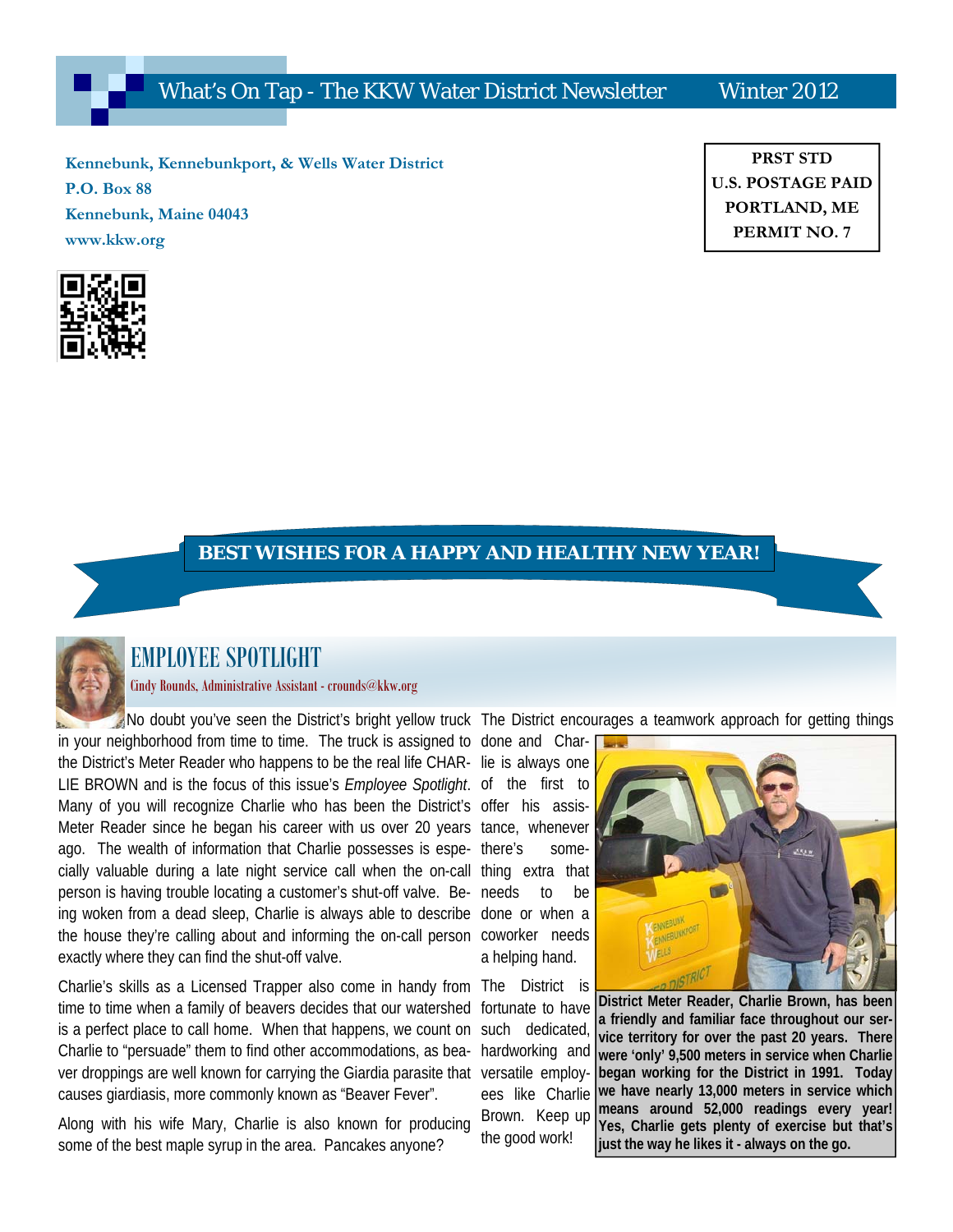# What's On Tap - The KKW Water District Newsletter Winter 2012

**Kennebunk, Kennebunkport, & Wells Water District**
**P.O. Box 88**
**Kennebunk, Maine 04043**
**www.kkw.org**

**PRST STD**
**U.S. POSTAGE PAID**
**PORTLAND, ME**
**PERMIT NO. 7**

**BEST WISHES FOR A HAPPY AND HEALTHY NEW YEAR!**

## EMPLOYEE SPOTLIGHT

Cindy Rounds, Administrative Assistant - crounds@kkw.org

No doubt you've seen the District's bright yellow truck in your neighborhood from time to time. The truck is assigned to the District's Meter Reader who happens to be the real life CHARLIE BROWN and is the focus of this issue's *Employee Spotlight*. Many of you will recognize Charlie who has been the District's Meter Reader since he began his career with us over 20 years ago. The wealth of information that Charlie possesses is especially valuable during a late night service call when the on-call person is having trouble locating a customer's shut-off valve. Being woken from a dead sleep, Charlie is always able to describe the house they're calling about and informing the on-call person exactly where they can find the shut-off valve.

Charlie's skills as a Licensed Trapper also come in handy from time to time when a family of beavers decides that our watershed is a perfect place to call home. When that happens, we count on Charlie to "persuade" them to find other accommodations, as beaver droppings are well known for carrying the Giardia parasite that causes giardiasis, more commonly known as "Beaver Fever".

Along with his wife Mary, Charlie is also known for producing some of the best maple syrup in the area. Pancakes anyone?

The District encourages a teamwork approach for getting things done and Charlie is always one of the first to offer his assistance, whenever there's something extra that needs to be done or when a coworker needs a helping hand.

The District is fortunate to have such dedicated, hardworking and versatile employees like Charlie Brown. Keep up the good work!

**District Meter Reader, Charlie Brown, has been a friendly and familiar face throughout our service territory for over the past 20 years. There were 'only' 9,500 meters in service when Charlie began working for the District in 1991. Today we have nearly 13,000 meters in service which means around 52,000 readings every year! Yes, Charlie gets plenty of exercise but that's just the way he likes it - always on the go.**